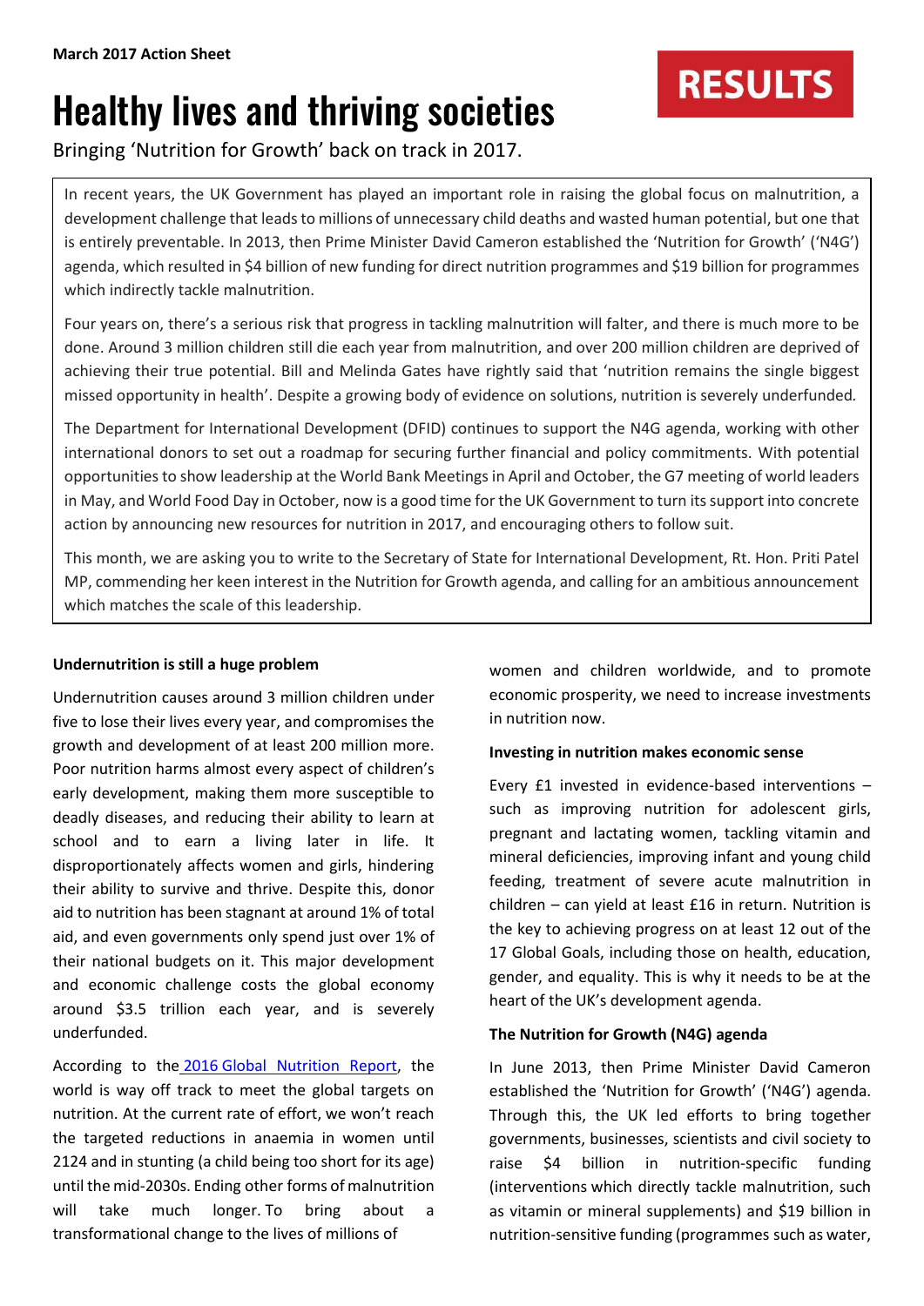**March 2017 Action Sheet**

RESULTS

# Healthy lives and thriving societies

Bringing 'Nutrition for Growth' back on track in 2017.

In recent years, the UK Government has played an important role in raising the global focus on malnutrition, a development challenge that leads to millions of unnecessary child deaths and wasted human potential, but one that is entirely preventable. In 2013, then Prime Minister David Cameron established the 'Nutrition for Growth' ('N4G') agenda, which resulted in $4 billion of new funding for direct nutrition programmes and $19 billion for programmes which indirectly tackle malnutrition.

Four years on, there's a serious risk that progress in tackling malnutrition will falter, and there is much more to be done. Around 3 million children still die each year from malnutrition, and over 200 million children are deprived of achieving their true potential. Bill and Melinda Gates have rightly said that 'nutrition remains the single biggest missed opportunity in health'. Despite a growing body of evidence on solutions, nutrition is severely underfunded.

The Department for International Development (DFID) continues to support the N4G agenda, working with other international donors to set out a roadmap for securing further financial and policy commitments. With potential opportunities to show leadership at the World Bank Meetings in April and October, the G7 meeting of world leaders in May, and World Food Day in October, now is a good time for the UK Government to turn its support into concrete action by announcing new resources for nutrition in 2017, and encouraging others to follow suit.

This month, we are asking you to write to the Secretary of State for International Development, Rt. Hon. Priti Patel MP, commending her keen interest in the Nutrition for Growth agenda, and calling for an ambitious announcement which matches the scale of this leadership.

**Undernutrition is still a huge problem**

Undernutrition causes around 3 million children under five to lose their lives every year, and compromises the growth and development of at least 200 million more. Poor nutrition harms almost every aspect of children's early development, making them more susceptible to deadly diseases, and reducing their ability to learn at school and to earn a living later in life. It disproportionately affects women and girls, hindering their ability to survive and thrive. Despite this, donor aid to nutrition has been stagnant at around 1% of total aid, and even governments only spend just over 1% of their national budgets on it. This major development and economic challenge costs the global economy around $3.5 trillion each year, and is severely underfunded.

According to the 2016 Global Nutrition Report, the world is way off track to meet the global targets on nutrition. At the current rate of effort, we won't reach the targeted reductions in anaemia in women until 2124 and in stunting (a child being too short for its age) until the mid-2030s. Ending other forms of malnutrition will take much longer. To bring about a transformational change to the lives of millions of women and children worldwide, and to promote economic prosperity, we need to increase investments in nutrition now.

**Investing in nutrition makes economic sense**

Every £1 invested in evidence-based interventions – such as improving nutrition for adolescent girls, pregnant and lactating women, tackling vitamin and mineral deficiencies, improving infant and young child feeding, treatment of severe acute malnutrition in children – can yield at least £16 in return. Nutrition is the key to achieving progress on at least 12 out of the 17 Global Goals, including those on health, education, gender, and equality. This is why it needs to be at the heart of the UK's development agenda.

**The Nutrition for Growth (N4G) agenda**

In June 2013, then Prime Minister David Cameron established the 'Nutrition for Growth' ('N4G') agenda. Through this, the UK led efforts to bring together governments, businesses, scientists and civil society to raise $4 billion in nutrition-specific funding (interventions which directly tackle malnutrition, such as vitamin or mineral supplements) and $19 billion in nutrition-sensitive funding (programmes such as water,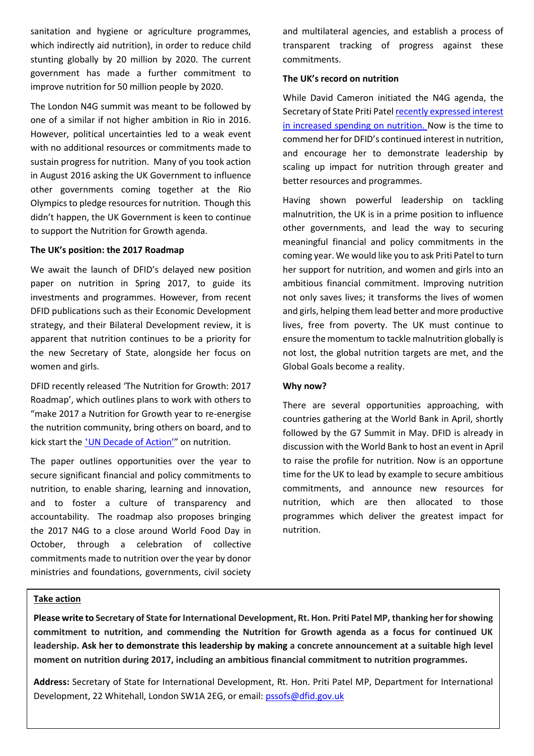sanitation and hygiene or agriculture programmes, which indirectly aid nutrition), in order to reduce child stunting globally by 20 million by 2020. The current government has made a further commitment to improve nutrition for 50 million people by 2020.

The London N4G summit was meant to be followed by one of a similar if not higher ambition in Rio in 2016. However, political uncertainties led to a weak event with no additional resources or commitments made to sustain progress for nutrition. Many of you took action in August 2016 asking the UK Government to influence other governments coming together at the Rio Olympics to pledge resources for nutrition. Though this didn't happen, the UK Government is keen to continue to support the Nutrition for Growth agenda.

**The UK's position: the 2017 Roadmap**

We await the launch of DFID's delayed new position paper on nutrition in Spring 2017, to guide its investments and programmes. However, from recent DFID publications such as their Economic Development strategy, and their Bilateral Development review, it is apparent that nutrition continues to be a priority for the new Secretary of State, alongside her focus on women and girls.

DFID recently released 'The Nutrition for Growth: 2017 Roadmap', which outlines plans to work with others to "make 2017 a Nutrition for Growth year to re-energise the nutrition community, bring others on board, and to kick start the 'UN Decade of Action'" on nutrition.

The paper outlines opportunities over the year to secure significant financial and policy commitments to nutrition, to enable sharing, learning and innovation, and to foster a culture of transparency and accountability. The roadmap also proposes bringing the 2017 N4G to a close around World Food Day in October, through a celebration of collective commitments made to nutrition over the year by donor ministries and foundations, governments, civil society and multilateral agencies, and establish a process of transparent tracking of progress against these commitments.

**The UK's record on nutrition**

While David Cameron initiated the N4G agenda, the Secretary of State Priti Patel recently expressed interest in increased spending on nutrition. Now is the time to commend her for DFID's continued interest in nutrition, and encourage her to demonstrate leadership by scaling up impact for nutrition through greater and better resources and programmes.

Having shown powerful leadership on tackling malnutrition, the UK is in a prime position to influence other governments, and lead the way to securing meaningful financial and policy commitments in the coming year. We would like you to ask Priti Patel to turn her support for nutrition, and women and girls into an ambitious financial commitment. Improving nutrition not only saves lives; it transforms the lives of women and girls, helping them lead better and more productive lives, free from poverty. The UK must continue to ensure the momentum to tackle malnutrition globally is not lost, the global nutrition targets are met, and the Global Goals become a reality.

**Why now?**

There are several opportunities approaching, with countries gathering at the World Bank in April, shortly followed by the G7 Summit in May. DFID is already in discussion with the World Bank to host an event in April to raise the profile for nutrition. Now is an opportune time for the UK to lead by example to secure ambitious commitments, and announce new resources for nutrition, which are then allocated to those programmes which deliver the greatest impact for nutrition.

**Take action**

**Please write to Secretary of State for International Development, Rt. Hon. Priti Patel MP, thanking her for showing commitment to nutrition, and commending the Nutrition for Growth agenda as a focus for continued UK leadership. Ask her to demonstrate this leadership by making a concrete announcement at a suitable high level moment on nutrition during 2017, including an ambitious financial commitment to nutrition programmes.**

**Address:** Secretary of State for International Development, Rt. Hon. Priti Patel MP, Department for International Development, 22 Whitehall, London SW1A 2EG, or email: pssofs@dfid.gov.uk